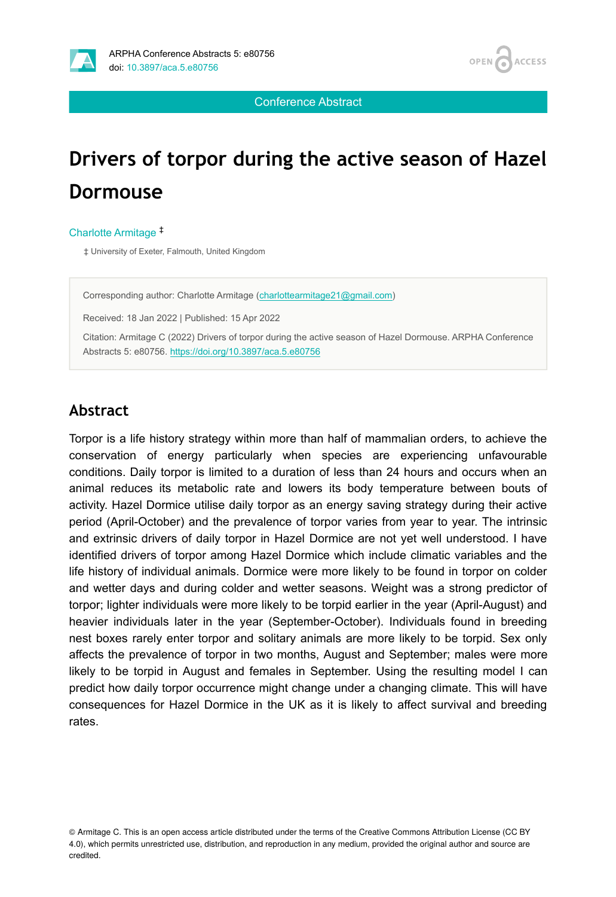Conference Abstract

# Drivers of torpor during the active season of Hazel Dormouse

Charlotte Armitage [‡]

[‡] University of Exeter, Falmouth, United Kingdom

Corresponding author: Charlotte Armitage (charlottearmitage21@gmail.com)

Received: 18 Jan 2022 | Published: 15 Apr 2022

Citation: Armitage C (2022) Drivers of torpor during the active season of Hazel Dormouse. ARPHA Conference Abstracts 5: e80756. https://doi.org/10.3897/aca.5.e80756

## Abstract

Torpor is a life history strategy within more than half of mammalian orders, to achieve the conservation of energy particularly when species are experiencing unfavourable conditions. Daily torpor is limited to a duration of less than 24 hours and occurs when an animal reduces its metabolic rate and lowers its body temperature between bouts of activity. Hazel Dormice utilise daily torpor as an energy saving strategy during their active period (April-October) and the prevalence of torpor varies from year to year. The intrinsic and extrinsic drivers of daily torpor in Hazel Dormice are not yet well understood. I have identified drivers of torpor among Hazel Dormice which include climatic variables and the life history of individual animals. Dormice were more likely to be found in torpor on colder and wetter days and during colder and wetter seasons. Weight was a strong predictor of torpor; lighter individuals were more likely to be torpid earlier in the year (April-August) and heavier individuals later in the year (September-October). Individuals found in breeding nest boxes rarely enter torpor and solitary animals are more likely to be torpid. Sex only affects the prevalence of torpor in two months, August and September; males were more likely to be torpid in August and females in September. Using the resulting model I can predict how daily torpor occurrence might change under a changing climate. This will have consequences for Hazel Dormice in the UK as it is likely to affect survival and breeding rates.

© Armitage C. This is an open access article distributed under the terms of the Creative Commons Attribution License (CC BY 4.0), which permits unrestricted use, distribution, and reproduction in any medium, provided the original author and source are credited.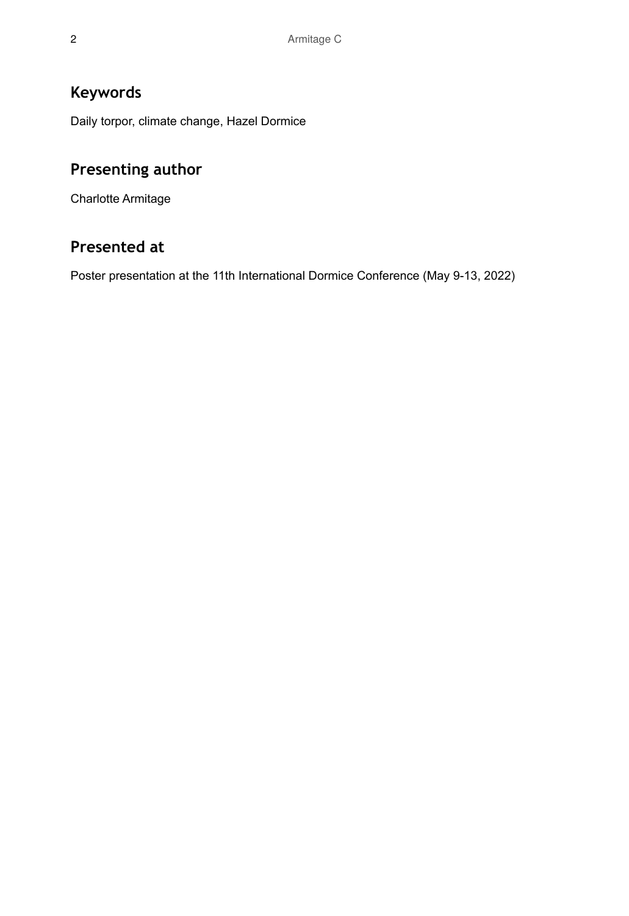## Keywords

Daily torpor, climate change, Hazel Dormice

## Presenting author

Charlotte Armitage

## Presented at

Poster presentation at the 11th International Dormice Conference (May 9-13, 2022)